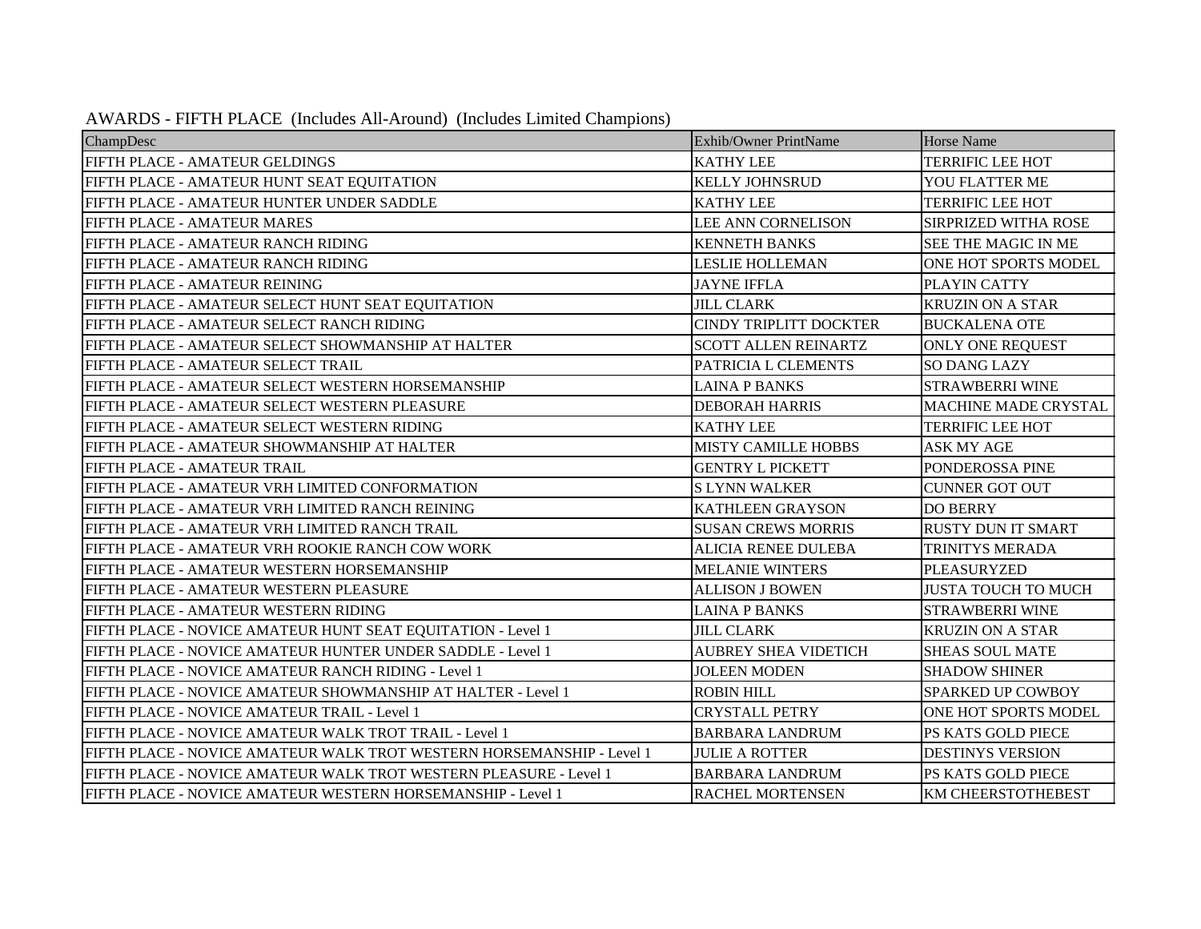AWARDS - FIFTH PLACE (Includes All-Around) (Includes Limited Champions)

| ChampDesc | Exhib/Owner PrintName | Horse Name |
| --- | --- | --- |
| FIFTH PLACE - AMATEUR GELDINGS | KATHY LEE | TERRIFIC LEE HOT |
| FIFTH PLACE - AMATEUR HUNT SEAT EQUITATION | KELLY JOHNSRUD | YOU FLATTER ME |
| FIFTH PLACE - AMATEUR HUNTER UNDER SADDLE | KATHY LEE | TERRIFIC LEE HOT |
| FIFTH PLACE - AMATEUR MARES | LEE ANN CORNELISON | SIRPRIZED WITHA ROSE |
| FIFTH PLACE - AMATEUR RANCH RIDING | KENNETH BANKS | SEE THE MAGIC IN ME |
| FIFTH PLACE - AMATEUR RANCH RIDING | LESLIE HOLLEMAN | ONE HOT SPORTS MODEL |
| FIFTH PLACE - AMATEUR REINING | JAYNE IFFLA | PLAYIN CATTY |
| FIFTH PLACE - AMATEUR SELECT HUNT SEAT EQUITATION | JILL CLARK | KRUZIN ON A STAR |
| FIFTH PLACE - AMATEUR SELECT RANCH RIDING | CINDY TRIPLITT DOCKTER | BUCKALENA OTE |
| FIFTH PLACE - AMATEUR SELECT SHOWMANSHIP AT HALTER | SCOTT ALLEN REINARTZ | ONLY ONE REQUEST |
| FIFTH PLACE - AMATEUR SELECT TRAIL | PATRICIA L CLEMENTS | SO DANG LAZY |
| FIFTH PLACE - AMATEUR SELECT WESTERN HORSEMANSHIP | LAINA P BANKS | STRAWBERRI WINE |
| FIFTH PLACE - AMATEUR SELECT WESTERN PLEASURE | DEBORAH HARRIS | MACHINE MADE CRYSTAL |
| FIFTH PLACE - AMATEUR SELECT WESTERN RIDING | KATHY LEE | TERRIFIC LEE HOT |
| FIFTH PLACE - AMATEUR SHOWMANSHIP AT HALTER | MISTY CAMILLE HOBBS | ASK MY AGE |
| FIFTH PLACE - AMATEUR TRAIL | GENTRY L PICKETT | PONDEROSSA PINE |
| FIFTH PLACE - AMATEUR VRH LIMITED CONFORMATION | S LYNN WALKER | CUNNER GOT OUT |
| FIFTH PLACE - AMATEUR VRH LIMITED RANCH REINING | KATHLEEN GRAYSON | DO BERRY |
| FIFTH PLACE - AMATEUR VRH LIMITED RANCH TRAIL | SUSAN CREWS MORRIS | RUSTY DUN IT SMART |
| FIFTH PLACE - AMATEUR VRH ROOKIE RANCH COW WORK | ALICIA RENEE DULEBA | TRINITYS MERADA |
| FIFTH PLACE - AMATEUR WESTERN HORSEMANSHIP | MELANIE WINTERS | PLEASURYZED |
| FIFTH PLACE - AMATEUR WESTERN PLEASURE | ALLISON J BOWEN | JUSTA TOUCH TO MUCH |
| FIFTH PLACE - AMATEUR WESTERN RIDING | LAINA P BANKS | STRAWBERRI WINE |
| FIFTH PLACE - NOVICE AMATEUR HUNT SEAT EQUITATION - Level 1 | JILL CLARK | KRUZIN ON A STAR |
| FIFTH PLACE - NOVICE AMATEUR HUNTER UNDER SADDLE - Level 1 | AUBREY SHEA VIDETICH | SHEAS SOUL MATE |
| FIFTH PLACE - NOVICE AMATEUR RANCH RIDING - Level 1 | JOLEEN MODEN | SHADOW SHINER |
| FIFTH PLACE - NOVICE AMATEUR SHOWMANSHIP AT HALTER - Level 1 | ROBIN HILL | SPARKED UP COWBOY |
| FIFTH PLACE - NOVICE AMATEUR TRAIL - Level 1 | CRYSTALL PETRY | ONE HOT SPORTS MODEL |
| FIFTH PLACE - NOVICE AMATEUR WALK TROT TRAIL - Level 1 | BARBARA LANDRUM | PS KATS GOLD PIECE |
| FIFTH PLACE - NOVICE AMATEUR WALK TROT WESTERN HORSEMANSHIP - Level 1 | JULIE A ROTTER | DESTINYS VERSION |
| FIFTH PLACE - NOVICE AMATEUR WALK TROT WESTERN PLEASURE - Level 1 | BARBARA LANDRUM | PS KATS GOLD PIECE |
| FIFTH PLACE - NOVICE AMATEUR WESTERN HORSEMANSHIP - Level 1 | RACHEL MORTENSEN | KM CHEERSTOTHEBEST |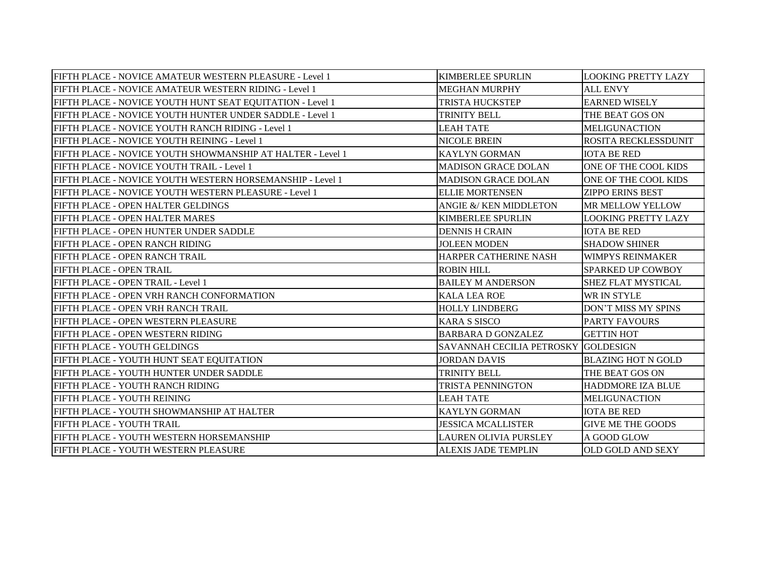| | | |
|---|---|---|
| FIFTH PLACE - NOVICE AMATEUR WESTERN PLEASURE - Level 1 | KIMBERLEE SPURLIN | LOOKING PRETTY LAZY |
| FIFTH PLACE - NOVICE AMATEUR WESTERN RIDING - Level 1 | MEGHAN MURPHY | ALL ENVY |
| FIFTH PLACE - NOVICE YOUTH HUNT SEAT EQUITATION - Level 1 | TRISTA HUCKSTEP | EARNED WISELY |
| FIFTH PLACE - NOVICE YOUTH HUNTER UNDER SADDLE - Level 1 | TRINITY BELL | THE BEAT GOS ON |
| FIFTH PLACE - NOVICE YOUTH RANCH RIDING - Level 1 | LEAH TATE | MELIGUNACTION |
| FIFTH PLACE - NOVICE YOUTH REINING - Level 1 | NICOLE BREIN | ROSITA RECKLESSDUNIT |
| FIFTH PLACE - NOVICE YOUTH SHOWMANSHIP AT HALTER - Level 1 | KAYLYN GORMAN | IOTA BE RED |
| FIFTH PLACE - NOVICE YOUTH TRAIL - Level 1 | MADISON GRACE DOLAN | ONE OF THE COOL KIDS |
| FIFTH PLACE - NOVICE YOUTH WESTERN HORSEMANSHIP - Level 1 | MADISON GRACE DOLAN | ONE OF THE COOL KIDS |
| FIFTH PLACE - NOVICE YOUTH WESTERN PLEASURE - Level 1 | ELLIE MORTENSEN | ZIPPO ERINS BEST |
| FIFTH PLACE - OPEN HALTER GELDINGS | ANGIE &/ KEN MIDDLETON | MR MELLOW YELLOW |
| FIFTH PLACE - OPEN HALTER MARES | KIMBERLEE SPURLIN | LOOKING PRETTY LAZY |
| FIFTH PLACE - OPEN HUNTER UNDER SADDLE | DENNIS H CRAIN | IOTA BE RED |
| FIFTH PLACE - OPEN RANCH RIDING | JOLEEN MODEN | SHADOW SHINER |
| FIFTH PLACE - OPEN RANCH TRAIL | HARPER CATHERINE NASH | WIMPYS REINMAKER |
| FIFTH PLACE - OPEN TRAIL | ROBIN HILL | SPARKED UP COWBOY |
| FIFTH PLACE - OPEN TRAIL - Level 1 | BAILEY M ANDERSON | SHEZ FLAT MYSTICAL |
| FIFTH PLACE - OPEN VRH RANCH CONFORMATION | KALA LEA ROE | WR IN STYLE |
| FIFTH PLACE - OPEN VRH RANCH TRAIL | HOLLY LINDBERG | DON'T MISS MY SPINS |
| FIFTH PLACE - OPEN WESTERN PLEASURE | KARA S SISCO | PARTY FAVOURS |
| FIFTH PLACE - OPEN WESTERN RIDING | BARBARA D GONZALEZ | GETTIN HOT |
| FIFTH PLACE - YOUTH GELDINGS | SAVANNAH CECILIA PETROSKY | GOLDESIGN |
| FIFTH PLACE - YOUTH HUNT SEAT EQUITATION | JORDAN DAVIS | BLAZING HOT N GOLD |
| FIFTH PLACE - YOUTH HUNTER UNDER SADDLE | TRINITY BELL | THE BEAT GOS ON |
| FIFTH PLACE - YOUTH RANCH RIDING | TRISTA PENNINGTON | HADDMORE IZA BLUE |
| FIFTH PLACE - YOUTH REINING | LEAH TATE | MELIGUNACTION |
| FIFTH PLACE - YOUTH SHOWMANSHIP AT HALTER | KAYLYN GORMAN | IOTA BE RED |
| FIFTH PLACE - YOUTH TRAIL | JESSICA MCALLISTER | GIVE ME THE GOODS |
| FIFTH PLACE - YOUTH WESTERN HORSEMANSHIP | LAUREN OLIVIA PURSLEY | A GOOD GLOW |
| FIFTH PLACE - YOUTH WESTERN PLEASURE | ALEXIS JADE TEMPLIN | OLD GOLD AND SEXY |